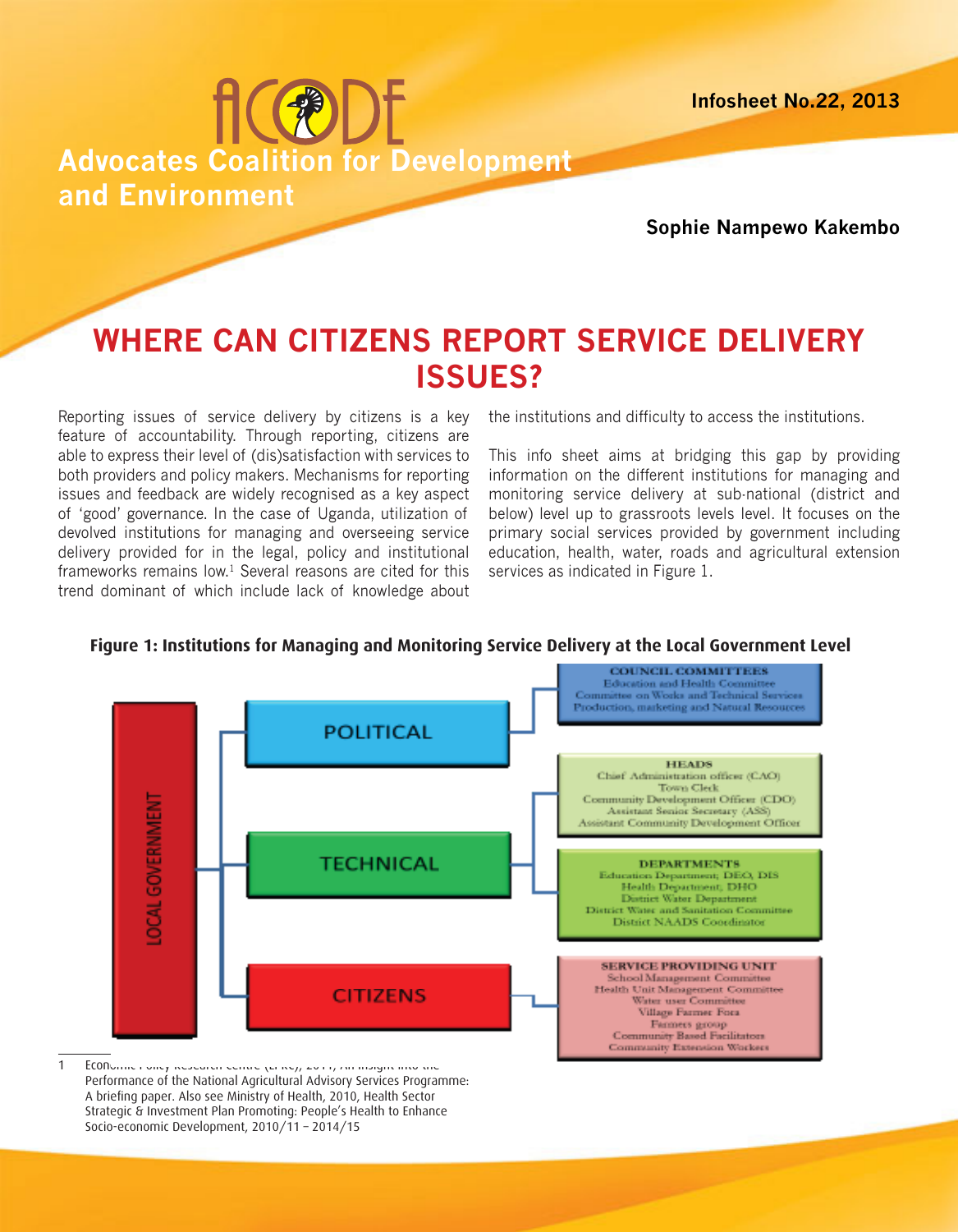Infosheet No.22, 2013

# ACODE
## Advocates Coalition for Development and Environment

**Sophie Nampewo Kakembo**

# WHERE CAN CITIZENS REPORT SERVICE DELIVERY ISSUES?

Reporting issues of service delivery by citizens is a key feature of accountability. Through reporting, citizens are able to express their level of (dis)satisfaction with services to both providers and policy makers. Mechanisms for reporting issues and feedback are widely recognised as a key aspect of 'good' governance. In the case of Uganda, utilization of devolved institutions for managing and overseeing service delivery provided for in the legal, policy and institutional frameworks remains low.[1] Several reasons are cited for this trend dominant of which include lack of knowledge about the institutions and difficulty to access the institutions.

This info sheet aims at bridging this gap by providing information on the different institutions for managing and monitoring service delivery at sub-national (district and below) level up to grassroots levels level. It focuses on the primary social services provided by government including education, health, water, roads and agricultural extension services as indicated in Figure 1.

**Figure 1: Institutions for Managing and Monitoring Service Delivery at the Local Government Level**

- LOCAL GOVERNMENT
  - POLITICAL
    - COUNCIL COMMITTEES: Education and Health Committee; Committee on Works and Technical Services; Production, marketing and Natural Resources
  - TECHNICAL
    - HEADS: Chief Administration officer (CAO); Town Clerk; Community Development Officer (CDO); Assistant Senior Secretary (ASS); Assistant Community Development Officer
    - DEPARTMENTS: Education Department; DEO, DIS; Health Department; DHO; District Water Department; District Water and Sanitation Committee; District NAADS Coordinator
  - CITIZENS
    - SERVICE PROVIDING UNIT: School Management Committee; Health Unit Management Committee; Water user Committee; Village Farmer Fora; Farmers group; Community Based Facilitators; Community Extension Workers

1 Economic Policy Research Centre (EPRC), 2011, An insight into the Performance of the National Agricultural Advisory Services Programme: A briefing paper. Also see Ministry of Health, 2010, Health Sector Strategic & Investment Plan Promoting: People's Health to Enhance Socio-economic Development, 2010/11 – 2014/15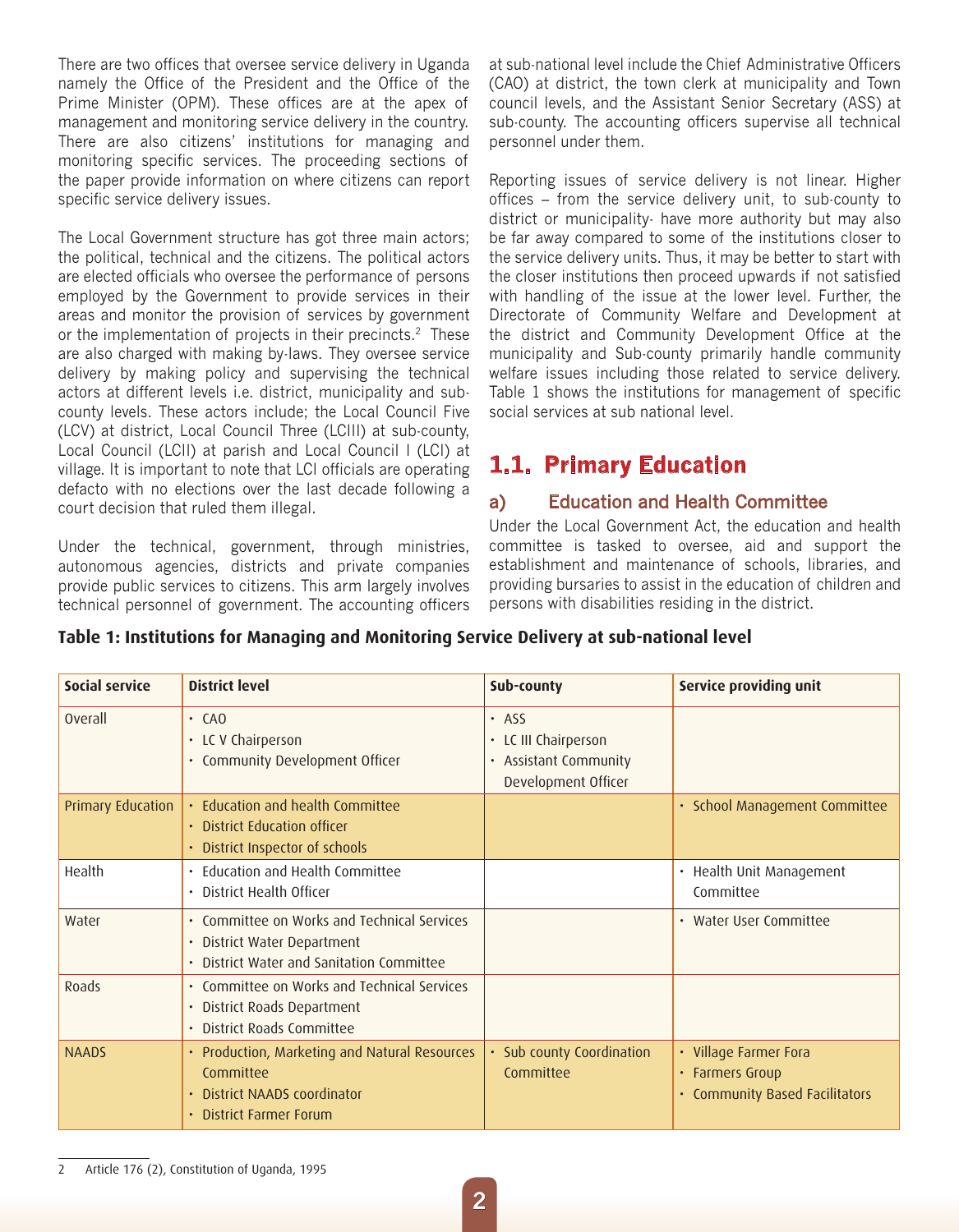There are two offices that oversee service delivery in Uganda namely the Office of the President and the Office of the Prime Minister (OPM). These offices are at the apex of management and monitoring service delivery in the country. There are also citizens' institutions for managing and monitoring specific services. The proceeding sections of the paper provide information on where citizens can report specific service delivery issues.

The Local Government structure has got three main actors; the political, technical and the citizens. The political actors are elected officials who oversee the performance of persons employed by the Government to provide services in their areas and monitor the provision of services by government or the implementation of projects in their precincts.[2] These are also charged with making by-laws. They oversee service delivery by making policy and supervising the technical actors at different levels i.e. district, municipality and sub-county levels. These actors include; the Local Council Five (LCV) at district, Local Council Three (LCIII) at sub-county, Local Council (LCII) at parish and Local Council I (LCI) at village. It is important to note that LCI officials are operating defacto with no elections over the last decade following a court decision that ruled them illegal.

Under the technical, government, through ministries, autonomous agencies, districts and private companies provide public services to citizens. This arm largely involves technical personnel of government. The accounting officers at sub-national level include the Chief Administrative Officers (CAO) at district, the town clerk at municipality and Town council levels, and the Assistant Senior Secretary (ASS) at sub-county. The accounting officers supervise all technical personnel under them.

Reporting issues of service delivery is not linear. Higher offices – from the service delivery unit, to sub-county to district or municipality- have more authority but may also be far away compared to some of the institutions closer to the service delivery units. Thus, it may be better to start with the closer institutions then proceed upwards if not satisfied with handling of the issue at the lower level. Further, the Directorate of Community Welfare and Development at the district and Community Development Office at the municipality and Sub-county primarily handle community welfare issues including those related to service delivery. Table 1 shows the institutions for management of specific social services at sub national level.

## 1.1. Primary Education

### a) Education and Health Committee

Under the Local Government Act, the education and health committee is tasked to oversee, aid and support the establishment and maintenance of schools, libraries, and providing bursaries to assist in the education of children and persons with disabilities residing in the district.

**Table 1: Institutions for Managing and Monitoring Service Delivery at sub-national level**

| Social service | District level | Sub-county | Service providing unit |
|---|---|---|---|
| Overall | • CAO<br>• LC V Chairperson<br>• Community Development Officer | • ASS<br>• LC III Chairperson<br>• Assistant Community Development Officer | |
| Primary Education | • Education and health Committee<br>• District Education officer<br>• District Inspector of schools | | • School Management Committee |
| Health | • Education and Health Committee<br>• District Health Officer | | • Health Unit Management Committee |
| Water | • Committee on Works and Technical Services<br>• District Water Department<br>• District Water and Sanitation Committee | | • Water User Committee |
| Roads | • Committee on Works and Technical Services<br>• District Roads Department<br>• District Roads Committee | | |
| NAADS | • Production, Marketing and Natural Resources Committee<br>• District NAADS coordinator<br>• District Farmer Forum | • Sub county Coordination Committee | • Village Farmer Fora<br>• Farmers Group<br>• Community Based Facilitators |

[2] Article 176 (2), Constitution of Uganda, 1995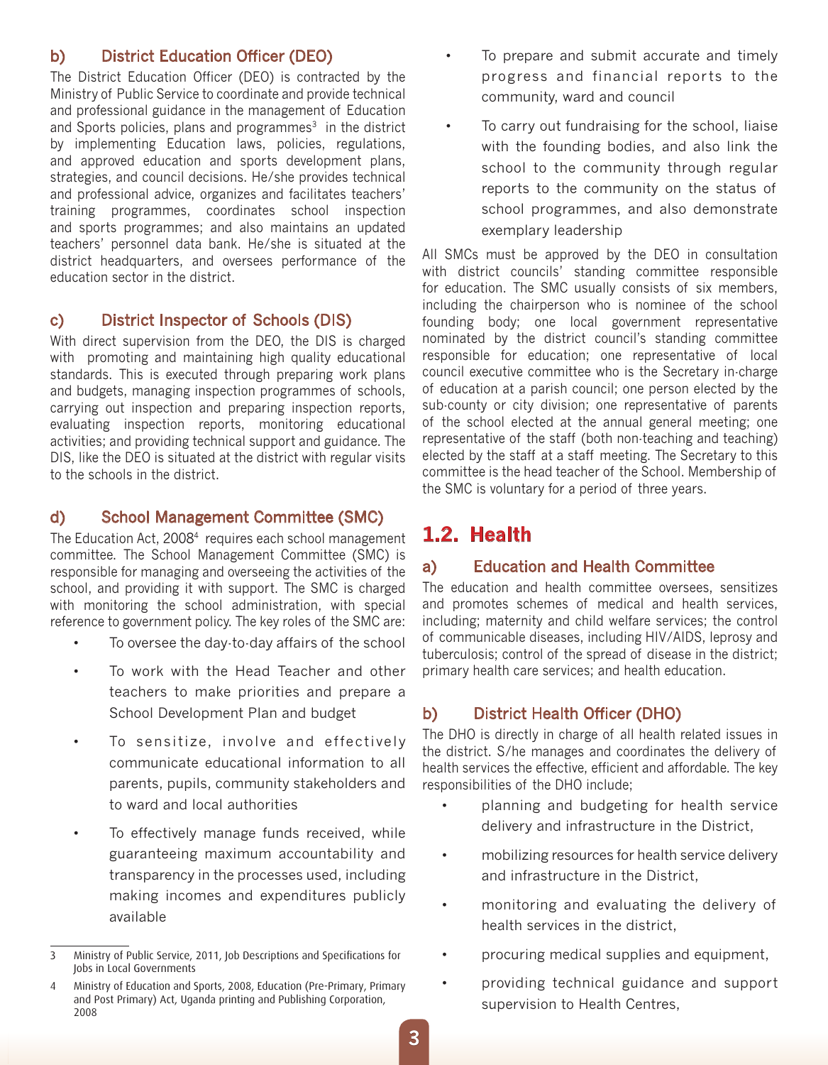### b) District Education Officer (DEO)

The District Education Officer (DEO) is contracted by the Ministry of Public Service to coordinate and provide technical and professional guidance in the management of Education and Sports policies, plans and programmes[3] in the district by implementing Education laws, policies, regulations, and approved education and sports development plans, strategies, and council decisions. He/she provides technical and professional advice, organizes and facilitates teachers' training programmes, coordinates school inspection and sports programmes; and also maintains an updated teachers' personnel data bank. He/she is situated at the district headquarters, and oversees performance of the education sector in the district.

### c) District Inspector of Schools (DIS)

With direct supervision from the DEO, the DIS is charged with promoting and maintaining high quality educational standards. This is executed through preparing work plans and budgets, managing inspection programmes of schools, carrying out inspection and preparing inspection reports, evaluating inspection reports, monitoring educational activities; and providing technical support and guidance. The DIS, like the DEO is situated at the district with regular visits to the schools in the district.

### d) School Management Committee (SMC)

The Education Act, 2008[4] requires each school management committee. The School Management Committee (SMC) is responsible for managing and overseeing the activities of the school, and providing it with support. The SMC is charged with monitoring the school administration, with special reference to government policy. The key roles of the SMC are:

- To oversee the day-to-day affairs of the school
- To work with the Head Teacher and other teachers to make priorities and prepare a School Development Plan and budget
- To sensitize, involve and effectively communicate educational information to all parents, pupils, community stakeholders and to ward and local authorities
- To effectively manage funds received, while guaranteeing maximum accountability and transparency in the processes used, including making incomes and expenditures publicly available
- To prepare and submit accurate and timely progress and financial reports to the community, ward and council
- To carry out fundraising for the school, liaise with the founding bodies, and also link the school to the community through regular reports to the community on the status of school programmes, and also demonstrate exemplary leadership

All SMCs must be approved by the DEO in consultation with district councils' standing committee responsible for education. The SMC usually consists of six members, including the chairperson who is nominee of the school founding body; one local government representative nominated by the district council's standing committee responsible for education; one representative of local council executive committee who is the Secretary in-charge of education at a parish council; one person elected by the sub-county or city division; one representative of parents of the school elected at the annual general meeting; one representative of the staff (both non-teaching and teaching) elected by the staff at a staff meeting. The Secretary to this committee is the head teacher of the School. Membership of the SMC is voluntary for a period of three years.

## 1.2. Health

### a) Education and Health Committee

The education and health committee oversees, sensitizes and promotes schemes of medical and health services, including; maternity and child welfare services; the control of communicable diseases, including HIV/AIDS, leprosy and tuberculosis; control of the spread of disease in the district; primary health care services; and health education.

### b) District Health Officer (DHO)

The DHO is directly in charge of all health related issues in the district. S/he manages and coordinates the delivery of health services the effective, efficient and affordable. The key responsibilities of the DHO include;

- planning and budgeting for health service delivery and infrastructure in the District,
- mobilizing resources for health service delivery and infrastructure in the District,
- monitoring and evaluating the delivery of health services in the district,
- procuring medical supplies and equipment,
- providing technical guidance and support supervision to Health Centres,

---

[3] Ministry of Public Service, 2011, Job Descriptions and Specifications for Jobs in Local Governments

[4] Ministry of Education and Sports, 2008, Education (Pre-Primary, Primary and Post Primary) Act, Uganda printing and Publishing Corporation, 2008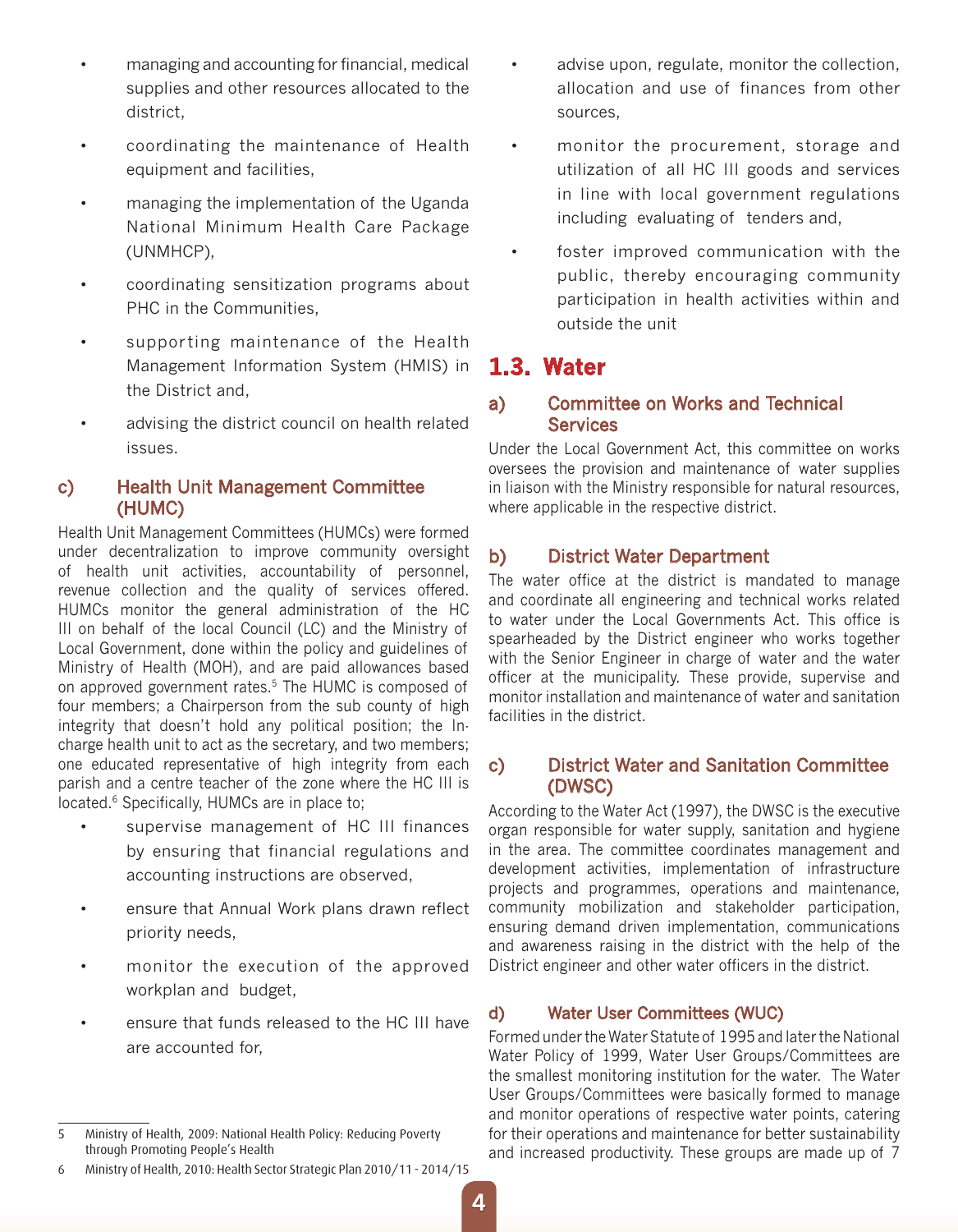- managing and accounting for financial, medical supplies and other resources allocated to the district,
- coordinating the maintenance of Health equipment and facilities,
- managing the implementation of the Uganda National Minimum Health Care Package (UNMHCP),
- coordinating sensitization programs about PHC in the Communities,
- supporting maintenance of the Health Management Information System (HMIS) in the District and,
- advising the district council on health related issues.

### c) Health Unit Management Committee (HUMC)

Health Unit Management Committees (HUMCs) were formed under decentralization to improve community oversight of health unit activities, accountability of personnel, revenue collection and the quality of services offered. HUMCs monitor the general administration of the HC III on behalf of the local Council (LC) and the Ministry of Local Government, done within the policy and guidelines of Ministry of Health (MOH), and are paid allowances based on approved government rates.[5] The HUMC is composed of four members; a Chairperson from the sub county of high integrity that doesn't hold any political position; the In-charge health unit to act as the secretary, and two members; one educated representative of high integrity from each parish and a centre teacher of the zone where the HC III is located.[6] Specifically, HUMCs are in place to;

- supervise management of HC III finances by ensuring that financial regulations and accounting instructions are observed,
- ensure that Annual Work plans drawn reflect priority needs,
- monitor the execution of the approved workplan and budget,
- ensure that funds released to the HC III have are accounted for,
- advise upon, regulate, monitor the collection, allocation and use of finances from other sources,
- monitor the procurement, storage and utilization of all HC III goods and services in line with local government regulations including evaluating of tenders and,
- foster improved communication with the public, thereby encouraging community participation in health activities within and outside the unit

## 1.3. Water

### a) Committee on Works and Technical Services

Under the Local Government Act, this committee on works oversees the provision and maintenance of water supplies in liaison with the Ministry responsible for natural resources, where applicable in the respective district.

### b) District Water Department

The water office at the district is mandated to manage and coordinate all engineering and technical works related to water under the Local Governments Act. This office is spearheaded by the District engineer who works together with the Senior Engineer in charge of water and the water officer at the municipality. These provide, supervise and monitor installation and maintenance of water and sanitation facilities in the district.

### c) District Water and Sanitation Committee (DWSC)

According to the Water Act (1997), the DWSC is the executive organ responsible for water supply, sanitation and hygiene in the area. The committee coordinates management and development activities, implementation of infrastructure projects and programmes, operations and maintenance, community mobilization and stakeholder participation, ensuring demand driven implementation, communications and awareness raising in the district with the help of the District engineer and other water officers in the district.

### d) Water User Committees (WUC)

Formed under the Water Statute of 1995 and later the National Water Policy of 1999, Water User Groups/Committees are the smallest monitoring institution for the water. The Water User Groups/Committees were basically formed to manage and monitor operations of respective water points, catering for their operations and maintenance for better sustainability and increased productivity. These groups are made up of 7

---

5 Ministry of Health, 2009: National Health Policy: Reducing Poverty through Promoting People's Health

6 Ministry of Health, 2010: Health Sector Strategic Plan 2010/11 - 2014/15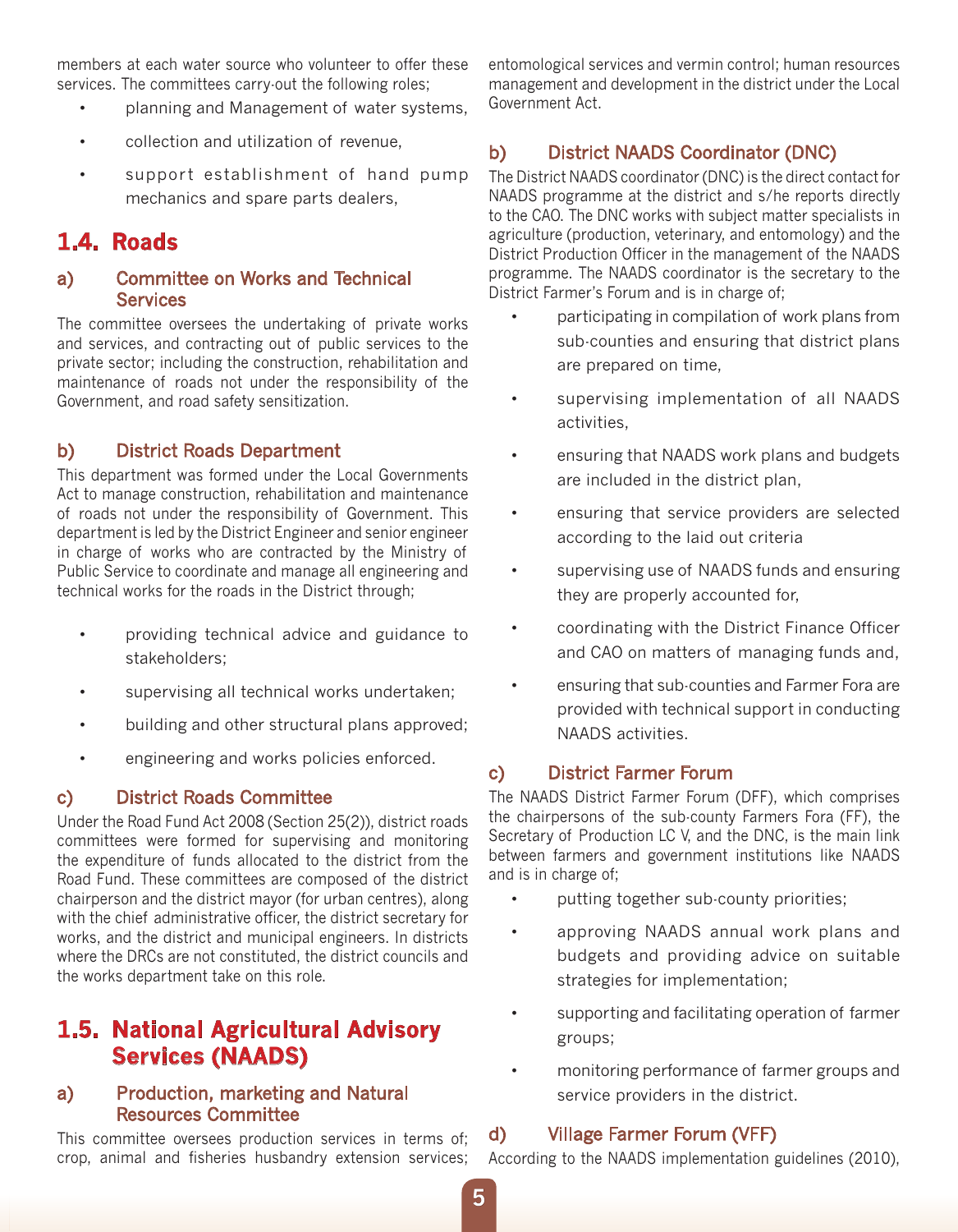members at each water source who volunteer to offer these services. The committees carry-out the following roles;

- planning and Management of water systems,
- collection and utilization of revenue,
- support establishment of hand pump mechanics and spare parts dealers,

## 1.4. Roads

### a) Committee on Works and Technical Services

The committee oversees the undertaking of private works and services, and contracting out of public services to the private sector; including the construction, rehabilitation and maintenance of roads not under the responsibility of the Government, and road safety sensitization.

### b) District Roads Department

This department was formed under the Local Governments Act to manage construction, rehabilitation and maintenance of roads not under the responsibility of Government. This department is led by the District Engineer and senior engineer in charge of works who are contracted by the Ministry of Public Service to coordinate and manage all engineering and technical works for the roads in the District through;

- providing technical advice and guidance to stakeholders;
- supervising all technical works undertaken;
- building and other structural plans approved;
- engineering and works policies enforced.

### c) District Roads Committee

Under the Road Fund Act 2008 (Section 25(2)), district roads committees were formed for supervising and monitoring the expenditure of funds allocated to the district from the Road Fund. These committees are composed of the district chairperson and the district mayor (for urban centres), along with the chief administrative officer, the district secretary for works, and the district and municipal engineers. In districts where the DRCs are not constituted, the district councils and the works department take on this role.

## 1.5. National Agricultural Advisory Services (NAADS)

### a) Production, marketing and Natural Resources Committee

This committee oversees production services in terms of; crop, animal and fisheries husbandry extension services; entomological services and vermin control; human resources management and development in the district under the Local Government Act.

### b) District NAADS Coordinator (DNC)

The District NAADS coordinator (DNC) is the direct contact for NAADS programme at the district and s/he reports directly to the CAO. The DNC works with subject matter specialists in agriculture (production, veterinary, and entomology) and the District Production Officer in the management of the NAADS programme. The NAADS coordinator is the secretary to the District Farmer's Forum and is in charge of;

- participating in compilation of work plans from sub-counties and ensuring that district plans are prepared on time,
- supervising implementation of all NAADS activities,
- ensuring that NAADS work plans and budgets are included in the district plan,
- ensuring that service providers are selected according to the laid out criteria
- supervising use of NAADS funds and ensuring they are properly accounted for,
- coordinating with the District Finance Officer and CAO on matters of managing funds and,
- ensuring that sub-counties and Farmer Fora are provided with technical support in conducting NAADS activities.

### c) District Farmer Forum

The NAADS District Farmer Forum (DFF), which comprises the chairpersons of the sub-county Farmers Fora (FF), the Secretary of Production LC V, and the DNC, is the main link between farmers and government institutions like NAADS and is in charge of;

- putting together sub-county priorities;
- approving NAADS annual work plans and budgets and providing advice on suitable strategies for implementation;
- supporting and facilitating operation of farmer groups;
- monitoring performance of farmer groups and service providers in the district.

### d) Village Farmer Forum (VFF)

According to the NAADS implementation guidelines (2010),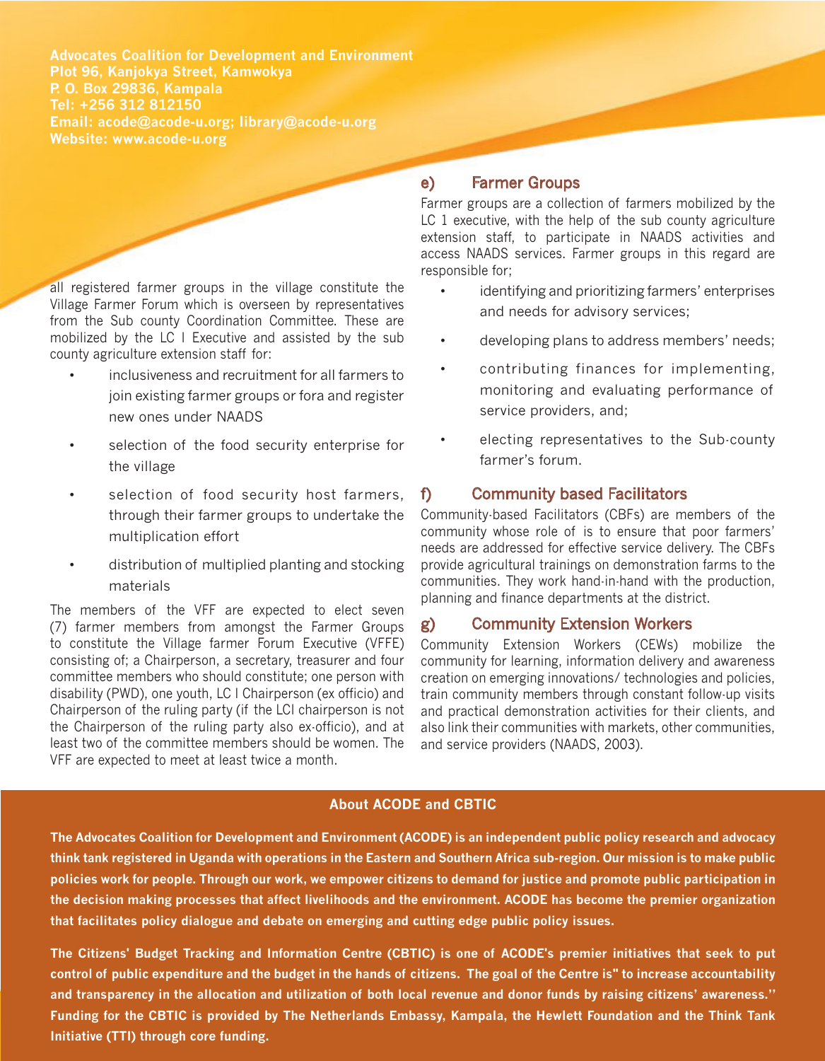Advocates Coalition for Development and Environment
Plot 96, Kanjokya Street, Kamwokya
P. O. Box 29836, Kampala
Tel: +256 312 812150
Email: acode@acode-u.org; library@acode-u.org
Website: www.acode-u.org

all registered farmer groups in the village constitute the Village Farmer Forum which is overseen by representatives from the Sub county Coordination Committee. These are mobilized by the LC I Executive and assisted by the sub county agriculture extension staff for:

- inclusiveness and recruitment for all farmers to join existing farmer groups or fora and register new ones under NAADS
- selection of the food security enterprise for the village
- selection of food security host farmers, through their farmer groups to undertake the multiplication effort
- distribution of multiplied planting and stocking materials

The members of the VFF are expected to elect seven (7) farmer members from amongst the Farmer Groups to constitute the Village farmer Forum Executive (VFFE) consisting of; a Chairperson, a secretary, treasurer and four committee members who should constitute; one person with disability (PWD), one youth, LC I Chairperson (ex officio) and Chairperson of the ruling party (if the LCI chairperson is not the Chairperson of the ruling party also ex-officio), and at least two of the committee members should be women. The VFF are expected to meet at least twice a month.

## e) Farmer Groups

Farmer groups are a collection of farmers mobilized by the LC 1 executive, with the help of the sub county agriculture extension staff, to participate in NAADS activities and access NAADS services. Farmer groups in this regard are responsible for;

- identifying and prioritizing farmers' enterprises and needs for advisory services;
- developing plans to address members' needs;
- contributing finances for implementing, monitoring and evaluating performance of service providers, and;
- electing representatives to the Sub-county farmer's forum.

## f) Community based Facilitators

Community-based Facilitators (CBFs) are members of the community whose role of is to ensure that poor farmers' needs are addressed for effective service delivery. The CBFs provide agricultural trainings on demonstration farms to the communities. They work hand-in-hand with the production, planning and finance departments at the district.

## g) Community Extension Workers

Community Extension Workers (CEWs) mobilize the community for learning, information delivery and awareness creation on emerging innovations/ technologies and policies, train community members through constant follow-up visits and practical demonstration activities for their clients, and also link their communities with markets, other communities, and service providers (NAADS, 2003).

## About ACODE and CBTIC

**The Advocates Coalition for Development and Environment (ACODE) is an independent public policy research and advocacy think tank registered in Uganda with operations in the Eastern and Southern Africa sub-region. Our mission is to make public policies work for people. Through our work, we empower citizens to demand for justice and promote public participation in the decision making processes that affect livelihoods and the environment. ACODE has become the premier organization that facilitates policy dialogue and debate on emerging and cutting edge public policy issues.**

**The Citizens' Budget Tracking and Information Centre (CBTIC) is one of ACODE's premier initiatives that seek to put control of public expenditure and the budget in the hands of citizens. The goal of the Centre is" to increase accountability and transparency in the allocation and utilization of both local revenue and donor funds by raising citizens' awareness.'' Funding for the CBTIC is provided by The Netherlands Embassy, Kampala, the Hewlett Foundation and the Think Tank Initiative (TTI) through core funding.**